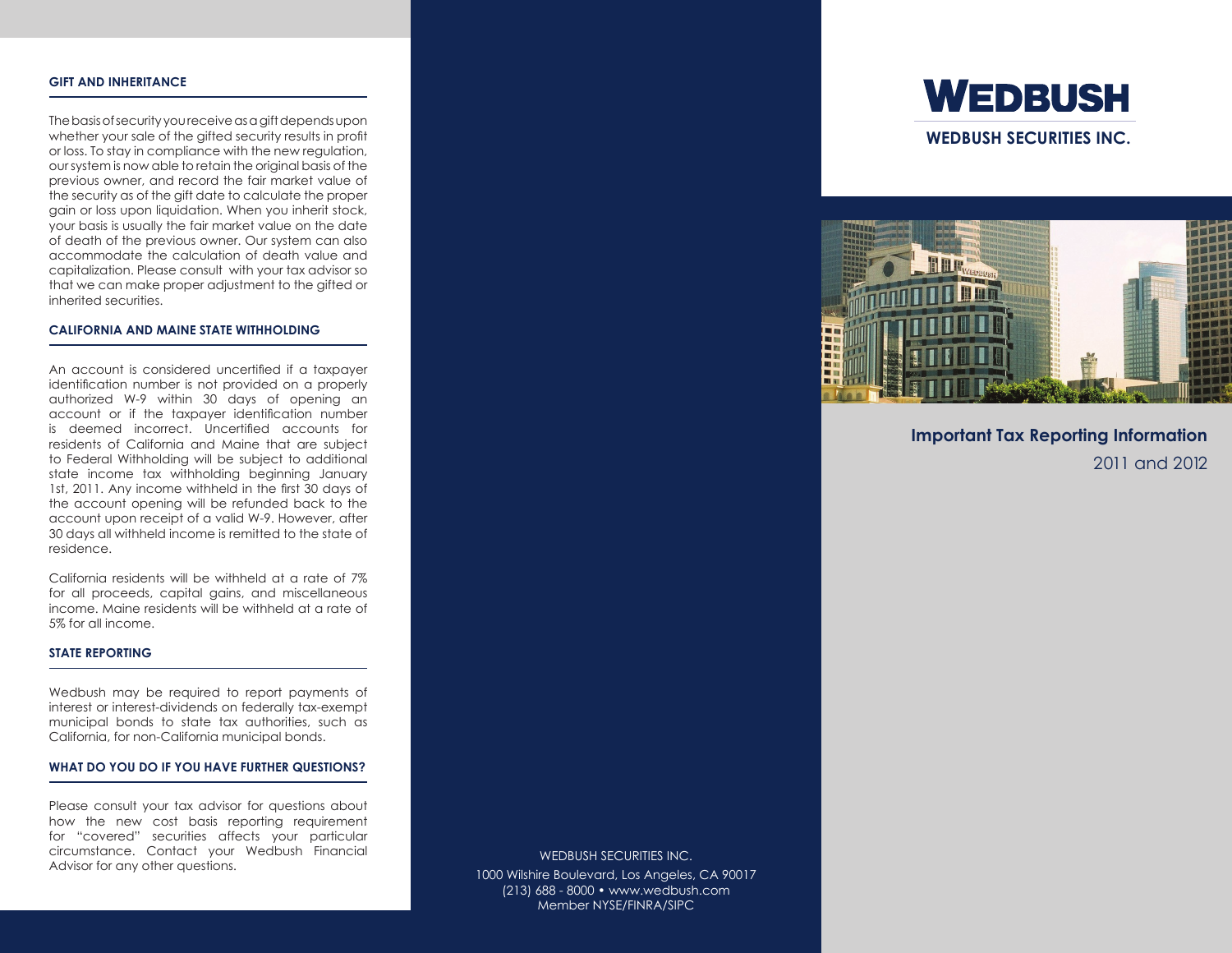## GIFT AND INHERITANCE

The basis of security you receive as a gift depends upon whether your sale of the gifted security results in profit or loss. To stay in compliance with the new regulation, our system is now able to retain the original basis of the previous owner, and record the fair market value of the security as of the gift date to calculate the proper gain or loss upon liquidation. When you inherit stock, your basis is usually the fair market value on the date of death of the previous owner. Our system can also accommodate the calculation of death value and capitalization. Please consult with your tax advisor so that we can make proper adjustment to the gifted or inherited securities.

## CALIFORNIA AND MAINE STATE WITHHOLDING

An account is considered uncertified if a taxpayer identification number is not provided on a properly authorized W-9 within 30 days of opening an account or if the taxpayer identification number is deemed incorrect. Uncertified accounts for residents of California and Maine that are subject to Federal Withholding will be subject to additional state income tax withholding beginning January 1st, 2011. Any income withheld in the first 30 days of the account opening will be refunded back to the account upon receipt of a valid W-9. However, after 30 days all withheld income is remitted to the state of residence.

California residents will be withheld at a rate of 7% for all proceeds, capital gains, and miscellaneous income. Maine residents will be withheld at a rate of 5% for all income.

## STATE REPORTING

Wedbush may be required to report payments of interest or interest-dividends on federally tax-exempt municipal bonds to state tax authorities, such as California, for non-California municipal bonds.

## WHAT DO YOU DO IF YOU HAVE FURTHER QUESTIONS?

Please consult your tax advisor for questions about how the new cost basis reporting requirement for "covered" securities affects your particular circumstance. Contact your Wedbush Financial Advisor for any other questions.

WEDBUSH SECURITIES INC.

1000 Wilshire Boulevard, Los Angeles, CA 90017
(213) 688 - 8000 • www.wedbush.com
Member NYSE/FINRA/SIPC

# WEDBUSH

**WEDBUSH SECURITIES INC.**

## Important Tax Reporting Information

2011 and 2012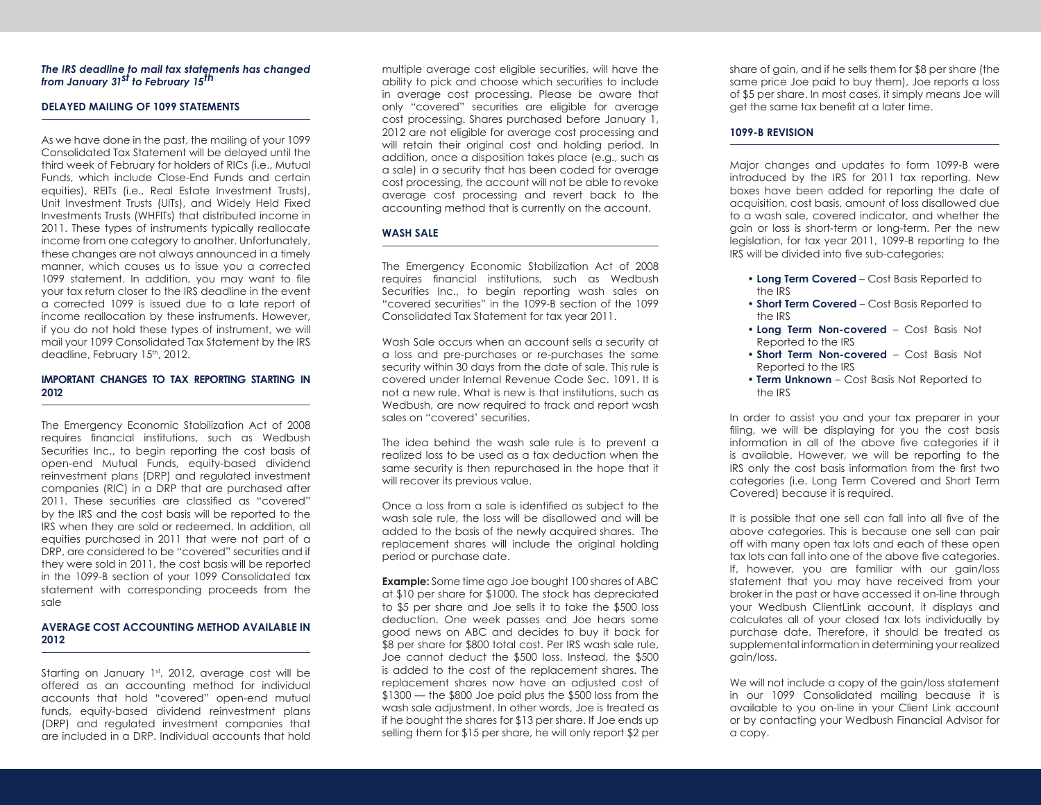***The IRS deadline to mail tax statements has changed from January 31st to February 15th***

## DELAYED MAILING OF 1099 STATEMENTS

As we have done in the past, the mailing of your 1099 Consolidated Tax Statement will be delayed until the third week of February for holders of RICs (i.e., Mutual Funds, which include Close-End Funds and certain equities), REITs (i.e., Real Estate Investment Trusts), Unit Investment Trusts (UITs), and Widely Held Fixed Investments Trusts (WHFITs) that distributed income in 2011. These types of instruments typically reallocate income from one category to another. Unfortunately, these changes are not always announced in a timely manner, which causes us to issue you a corrected 1099 statement. In addition, you may want to file your tax return closer to the IRS deadline in the event a corrected 1099 is issued due to a late report of income reallocation by these instruments. However, if you do not hold these types of instrument, we will mail your 1099 Consolidated Tax Statement by the IRS deadline, February 15th, 2012.

## IMPORTANT CHANGES TO TAX REPORTING STARTING IN 2012

The Emergency Economic Stabilization Act of 2008 requires financial institutions, such as Wedbush Securities Inc., to begin reporting the cost basis of open-end Mutual Funds, equity-based dividend reinvestment plans (DRP) and regulated investment companies (RIC) in a DRP that are purchased after 2011. These securities are classified as "covered" by the IRS and the cost basis will be reported to the IRS when they are sold or redeemed. In addition, all equities purchased in 2011 that were not part of a DRP, are considered to be "covered" securities and if they were sold in 2011, the cost basis will be reported in the 1099-B section of your 1099 Consolidated tax statement with corresponding proceeds from the sale

## AVERAGE COST ACCOUNTING METHOD AVAILABLE IN 2012

Starting on January 1st, 2012, average cost will be offered as an accounting method for individual accounts that hold "covered" open-end mutual funds, equity-based dividend reinvestment plans (DRP) and regulated investment companies (RIC) that are included in a DRP. Individual accounts that hold multiple average cost eligible securities, will have the ability to pick and choose which securities to include in average cost processing. Please be aware that only "covered" securities are eligible for average cost processing. Shares purchased before January 1, 2012 are not eligible for average cost processing and will retain their original cost and holding period. In addition, once a disposition takes place (e.g., such as a sale) in a security that has been coded for average cost processing, the account will not be able to revoke average cost processing and revert back to the accounting method that is currently on the account.

## WASH SALE

The Emergency Economic Stabilization Act of 2008 requires financial institutions, such as Wedbush Securities Inc., to begin reporting wash sales on "covered securities" in the 1099-B section of the 1099 Consolidated Tax Statement for tax year 2011.

Wash Sale occurs when an account sells a security at a loss and pre-purchases or re-purchases the same security within 30 days from the date of sale. This rule is covered under Internal Revenue Code Sec. 1091. It is not a new rule. What is new is that institutions, such as Wedbush, are now required to track and report wash sales on "covered' securities.

The idea behind the wash sale rule is to prevent a realized loss to be used as a tax deduction when the same security is then repurchased in the hope that it will recover its previous value.

Once a loss from a sale is identified as subject to the wash sale rule, the loss will be disallowed and will be added to the basis of the newly acquired shares. The replacement shares will include the original holding period or purchase date.

**Example:** Some time ago Joe bought 100 shares of ABC at $10 per share for $1000. The stock has depreciated to $5 per share and Joe sells it to take the $500 loss deduction. One week passes and Joe hears some good news on ABC and decides to buy it back for $8 per share for $800 total cost. Per IRS wash sale rule, Joe cannot deduct the $500 loss. Instead, the $500 is added to the cost of the replacement shares. The replacement shares now have an adjusted cost of $1300 — the $800 Joe paid plus the $500 loss from the wash sale adjustment. In other words, Joe is treated as if he bought the shares for $13 per share. If Joe ends up selling them for $15 per share, he will only report $2 per share of gain, and if he sells them for $8 per share (the same price Joe paid to buy them), Joe reports a loss of $5 per share. In most cases, it simply means Joe will get the same tax benefit at a later time.

## 1099-B REVISION

Major changes and updates to form 1099-B were introduced by the IRS for 2011 tax reporting. New boxes have been added for reporting the date of acquisition, cost basis, amount of loss disallowed due to a wash sale, covered indicator, and whether the gain or loss is short-term or long-term. Per the new legislation, for tax year 2011, 1099-B reporting to the IRS will be divided into five sub-categories:

- **Long Term Covered** – Cost Basis Reported to the IRS
- **Short Term Covered** – Cost Basis Reported to the IRS
- **Long Term Non-covered** – Cost Basis Not Reported to the IRS
- **Short Term Non-covered** – Cost Basis Not Reported to the IRS
- **Term Unknown** – Cost Basis Not Reported to the IRS

In order to assist you and your tax preparer in your filing, we will be displaying for you the cost basis information in all of the above five categories if it is available. However, we will be reporting to the IRS only the cost basis information from the first two categories (i.e. Long Term Covered and Short Term Covered) because it is required.

It is possible that one sell can fall into all five of the above categories. This is because one sell can pair off with many open tax lots and each of these open tax lots can fall into one of the above five categories. If, however, you are familiar with our gain/loss statement that you may have received from your broker in the past or have accessed it on-line through your Wedbush ClientLink account, it displays and calculates all of your closed tax lots individually by purchase date. Therefore, it should be treated as supplemental information in determining your realized gain/loss.

We will not include a copy of the gain/loss statement in our 1099 Consolidated mailing because it is available to you on-line in your Client Link account or by contacting your Wedbush Financial Advisor for a copy.